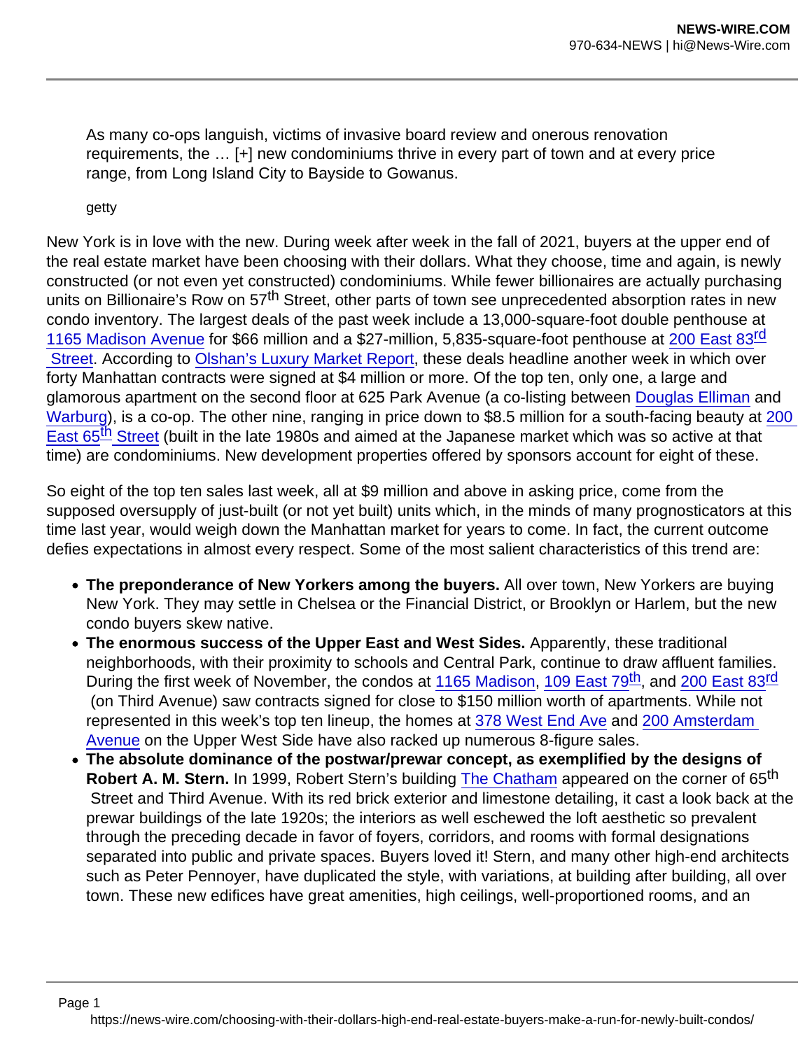As many co-ops languish, victims of invasive board review and onerous renovation requirements, the … [+] new condominiums thrive in every part of town and at every price range, from Long Island City to Bayside to Gowanus.

getty

New York is in love with the new. During week after week in the fall of 2021, buyers at the upper end of the real estate market have been choosing with their dollars. What they choose, time and again, is newly constructed (or not even yet constructed) condominiums. While fewer billionaires are actually purchasing units on Billionaire's Row on 57th Street, other parts of town see unprecedented absorption rates in new condo inventory. The largest deals of the past week include a 13,000-square-foot double penthouse at 1165 Madison Avenue for $66 million and a $27-million, 5,835-square-foot penthouse at 200 East 83rd Street. According to Olshan's Luxury Market Report, these deals headline another week in which over forty Manhattan contracts were signed at $4 million or more. Of the top ten, only one, a large and glamorous apartment on the second floor at 625 Park Avenue (a co-listing between Douglas Elliman and Warburg), is a co-op. The other nine, ranging in price down to $8.5 million for a south-facing beauty at 200 East 65th Street (built in the late 1980s and aimed at the Japanese market which was so active at that time) are condominiums. New development properties offered by sponsors account for eight of these.

So eight of the top ten sales last week, all at $9 million and above in asking price, come from the supposed oversupply of just-built (or not yet built) units which, in the minds of many prognosticators at this time last year, would weigh down the Manhattan market for years to come. In fact, the current outcome defies expectations in almost every respect. Some of the most salient characteristics of this trend are:

- **The preponderance of New Yorkers among the buyers.** All over town, New Yorkers are buying New York. They may settle in Chelsea or the Financial District, or Brooklyn or Harlem, but the new condo buyers skew native.
- **The enormous success of the Upper East and West Sides.** Apparently, these traditional neighborhoods, with their proximity to schools and Central Park, continue to draw affluent families. During the first week of November, the condos at 1165 Madison, 109 East 79th, and 200 East 83rd (on Third Avenue) saw contracts signed for close to $150 million worth of apartments. While not represented in this week's top ten lineup, the homes at 378 West End Ave and 200 Amsterdam Avenue on the Upper West Side have also racked up numerous 8-figure sales.
- **The absolute dominance of the postwar/prewar concept, as exemplified by the designs of Robert A. M. Stern.** In 1999, Robert Stern's building The Chatham appeared on the corner of 65th Street and Third Avenue. With its red brick exterior and limestone detailing, it cast a look back at the prewar buildings of the late 1920s; the interiors as well eschewed the loft aesthetic so prevalent through the preceding decade in favor of foyers, corridors, and rooms with formal designations separated into public and private spaces. Buyers loved it! Stern, and many other high-end architects such as Peter Pennoyer, have duplicated the style, with variations, at building after building, all over town. These new edifices have great amenities, high ceilings, well-proportioned rooms, and an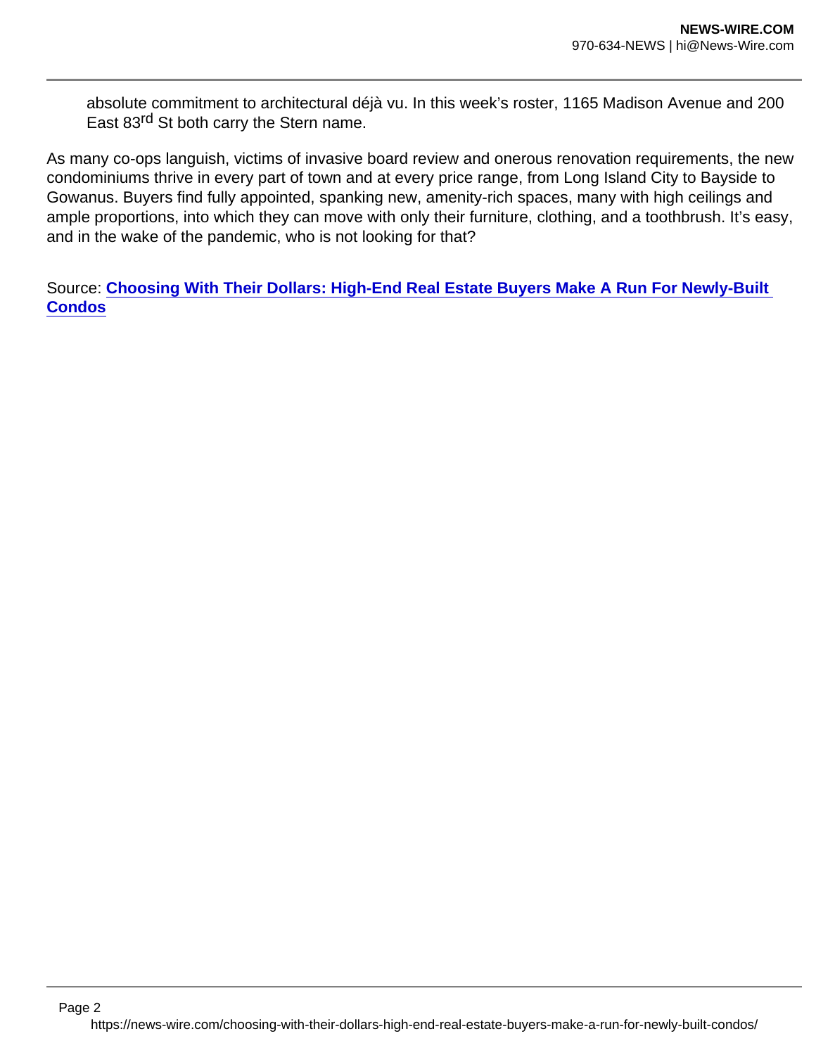absolute commitment to architectural déjà vu. In this week's roster, 1165 Madison Avenue and 200 East 83rd St both carry the Stern name.

As many co-ops languish, victims of invasive board review and onerous renovation requirements, the new condominiums thrive in every part of town and at every price range, from Long Island City to Bayside to Gowanus. Buyers find fully appointed, spanking new, amenity-rich spaces, many with high ceilings and ample proportions, into which they can move with only their furniture, clothing, and a toothbrush. It's easy, and in the wake of the pandemic, who is not looking for that?

Source: [**Choosing With Their Dollars: High-End Real Estate Buyers Make A Run For Newly-Built Condos**](https://news-wire.com/choosing-with-their-dollars-high-end-real-estate-buyers-make-a-run-for-newly-built-condos/)